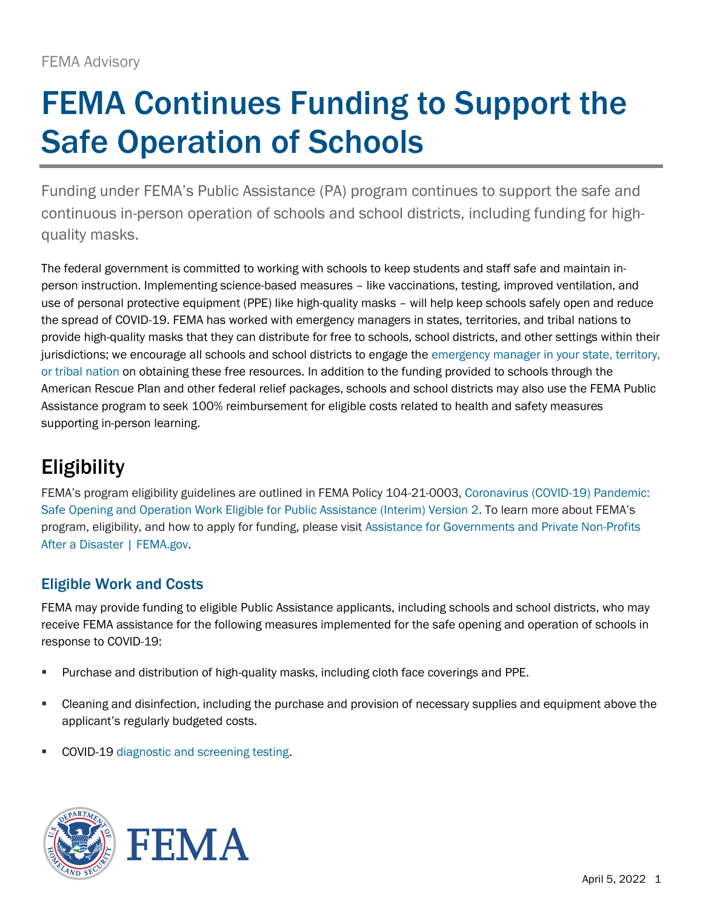FEMA Advisory

# FEMA Continues Funding to Support the Safe Operation of Schools

Funding under FEMA's Public Assistance (PA) program continues to support the safe and continuous in-person operation of schools and school districts, including funding for high-quality masks.

The federal government is committed to working with schools to keep students and staff safe and maintain in-person instruction. Implementing science-based measures – like vaccinations, testing, improved ventilation, and use of personal protective equipment (PPE) like high-quality masks – will help keep schools safely open and reduce the spread of COVID-19. FEMA has worked with emergency managers in states, territories, and tribal nations to provide high-quality masks that they can distribute for free to schools, school districts, and other settings within their jurisdictions; we encourage all schools and school districts to engage the emergency manager in your state, territory, or tribal nation on obtaining these free resources. In addition to the funding provided to schools through the American Rescue Plan and other federal relief packages, schools and school districts may also use the FEMA Public Assistance program to seek 100% reimbursement for eligible costs related to health and safety measures supporting in-person learning.

## Eligibility

FEMA's program eligibility guidelines are outlined in FEMA Policy 104-21-0003, Coronavirus (COVID-19) Pandemic: Safe Opening and Operation Work Eligible for Public Assistance (Interim) Version 2. To learn more about FEMA's program, eligibility, and how to apply for funding, please visit Assistance for Governments and Private Non-Profits After a Disaster | FEMA.gov.

### Eligible Work and Costs

FEMA may provide funding to eligible Public Assistance applicants, including schools and school districts, who may receive FEMA assistance for the following measures implemented for the safe opening and operation of schools in response to COVID-19:

- Purchase and distribution of high-quality masks, including cloth face coverings and PPE.
- Cleaning and disinfection, including the purchase and provision of necessary supplies and equipment above the applicant's regularly budgeted costs.
- COVID-19 diagnostic and screening testing.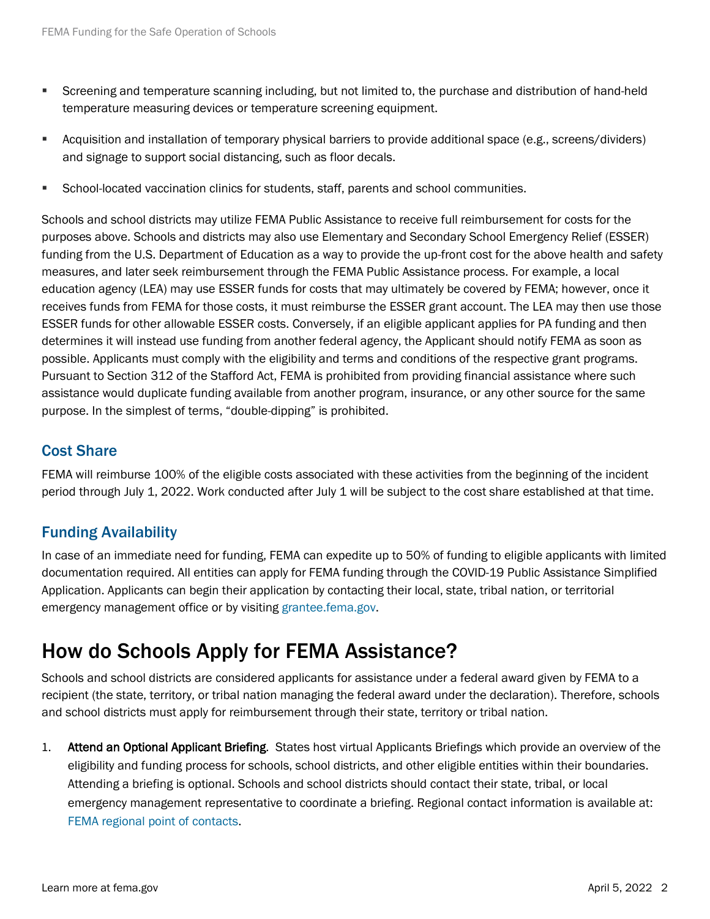- Screening and temperature scanning including, but not limited to, the purchase and distribution of hand-held temperature measuring devices or temperature screening equipment.
- Acquisition and installation of temporary physical barriers to provide additional space (e.g., screens/dividers) and signage to support social distancing, such as floor decals.
- School-located vaccination clinics for students, staff, parents and school communities.

Schools and school districts may utilize FEMA Public Assistance to receive full reimbursement for costs for the purposes above. Schools and districts may also use Elementary and Secondary School Emergency Relief (ESSER) funding from the U.S. Department of Education as a way to provide the up-front cost for the above health and safety measures, and later seek reimbursement through the FEMA Public Assistance process. For example, a local education agency (LEA) may use ESSER funds for costs that may ultimately be covered by FEMA; however, once it receives funds from FEMA for those costs, it must reimburse the ESSER grant account. The LEA may then use those ESSER funds for other allowable ESSER costs. Conversely, if an eligible applicant applies for PA funding and then determines it will instead use funding from another federal agency, the Applicant should notify FEMA as soon as possible. Applicants must comply with the eligibility and terms and conditions of the respective grant programs. Pursuant to Section 312 of the Stafford Act, FEMA is prohibited from providing financial assistance where such assistance would duplicate funding available from another program, insurance, or any other source for the same purpose. In the simplest of terms, "double-dipping" is prohibited.

### Cost Share

FEMA will reimburse 100% of the eligible costs associated with these activities from the beginning of the incident period through July 1, 2022. Work conducted after July 1 will be subject to the cost share established at that time.

### Funding Availability

In case of an immediate need for funding, FEMA can expedite up to 50% of funding to eligible applicants with limited documentation required. All entities can apply for FEMA funding through the COVID-19 Public Assistance Simplified Application. Applicants can begin their application by contacting their local, state, tribal nation, or territorial emergency management office or by visiting grantee.fema.gov.

## How do Schools Apply for FEMA Assistance?

Schools and school districts are considered applicants for assistance under a federal award given by FEMA to a recipient (the state, territory, or tribal nation managing the federal award under the declaration). Therefore, schools and school districts must apply for reimbursement through their state, territory or tribal nation.

1. **Attend an Optional Applicant Briefing**. States host virtual Applicants Briefings which provide an overview of the eligibility and funding process for schools, school districts, and other eligible entities within their boundaries. Attending a briefing is optional. Schools and school districts should contact their state, tribal, or local emergency management representative to coordinate a briefing. Regional contact information is available at: FEMA regional point of contacts.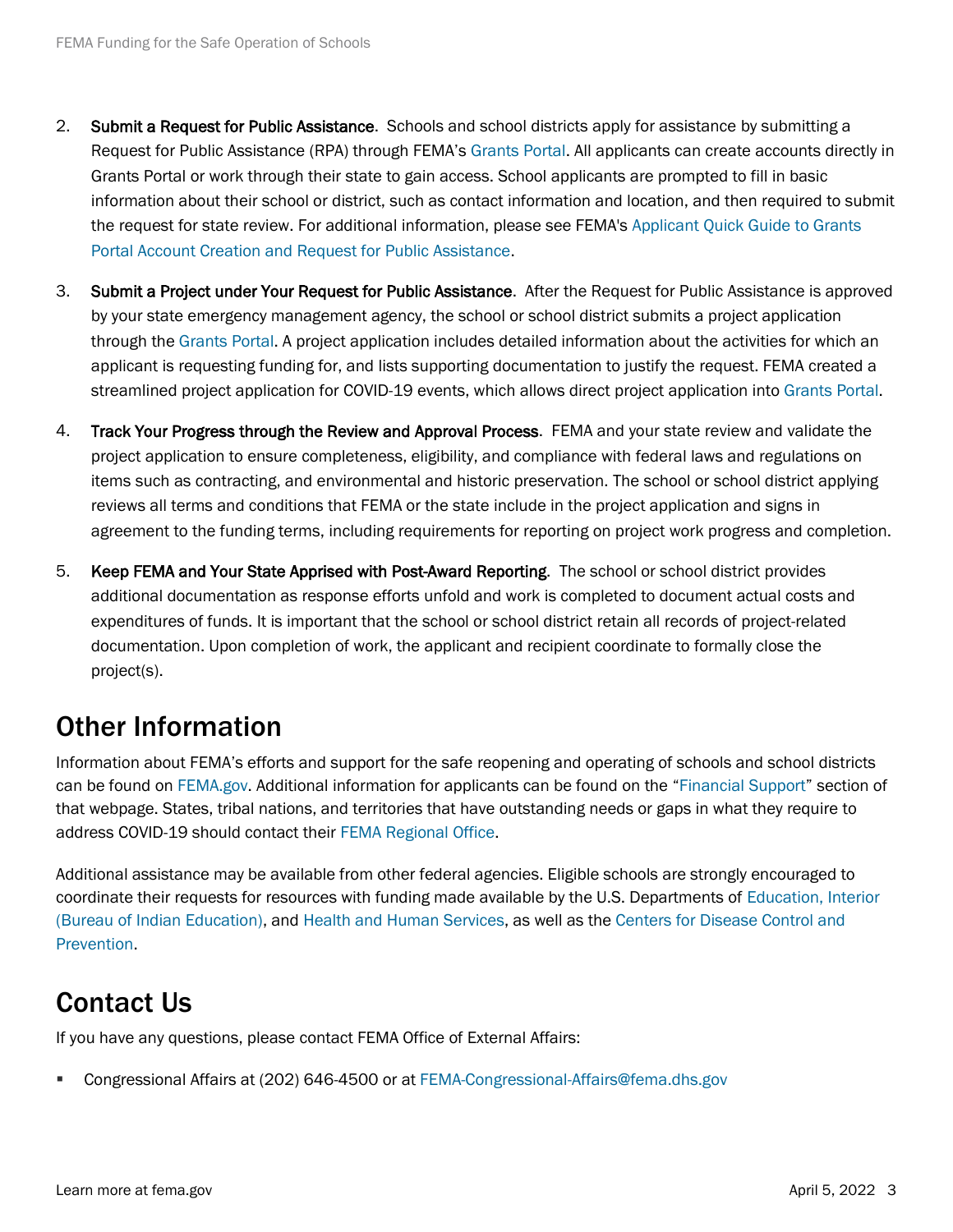2. **Submit a Request for Public Assistance**. Schools and school districts apply for assistance by submitting a Request for Public Assistance (RPA) through FEMA's Grants Portal. All applicants can create accounts directly in Grants Portal or work through their state to gain access. School applicants are prompted to fill in basic information about their school or district, such as contact information and location, and then required to submit the request for state review. For additional information, please see FEMA's Applicant Quick Guide to Grants Portal Account Creation and Request for Public Assistance.

3. **Submit a Project under Your Request for Public Assistance**. After the Request for Public Assistance is approved by your state emergency management agency, the school or school district submits a project application through the Grants Portal. A project application includes detailed information about the activities for which an applicant is requesting funding for, and lists supporting documentation to justify the request. FEMA created a streamlined project application for COVID-19 events, which allows direct project application into Grants Portal.

4. **Track Your Progress through the Review and Approval Process**. FEMA and your state review and validate the project application to ensure completeness, eligibility, and compliance with federal laws and regulations on items such as contracting, and environmental and historic preservation. The school or school district applying reviews all terms and conditions that FEMA or the state include in the project application and signs in agreement to the funding terms, including requirements for reporting on project work progress and completion.

5. **Keep FEMA and Your State Apprised with Post-Award Reporting**. The school or school district provides additional documentation as response efforts unfold and work is completed to document actual costs and expenditures of funds. It is important that the school or school district retain all records of project-related documentation. Upon completion of work, the applicant and recipient coordinate to formally close the project(s).

## Other Information

Information about FEMA's efforts and support for the safe reopening and operating of schools and school districts can be found on FEMA.gov. Additional information for applicants can be found on the "Financial Support" section of that webpage. States, tribal nations, and territories that have outstanding needs or gaps in what they require to address COVID-19 should contact their FEMA Regional Office.

Additional assistance may be available from other federal agencies. Eligible schools are strongly encouraged to coordinate their requests for resources with funding made available by the U.S. Departments of Education, Interior (Bureau of Indian Education), and Health and Human Services, as well as the Centers for Disease Control and Prevention.

## Contact Us

If you have any questions, please contact FEMA Office of External Affairs:

- Congressional Affairs at (202) 646-4500 or at FEMA-Congressional-Affairs@fema.dhs.gov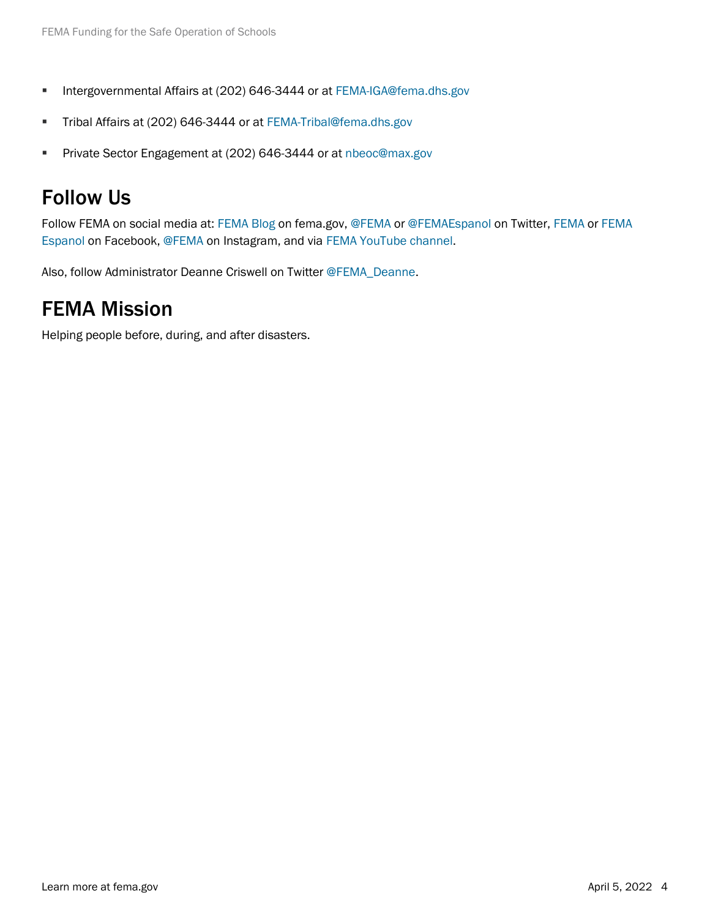- Intergovernmental Affairs at (202) 646-3444 or at FEMA-IGA@fema.dhs.gov
- Tribal Affairs at (202) 646-3444 or at FEMA-Tribal@fema.dhs.gov
- Private Sector Engagement at (202) 646-3444 or at nbeoc@max.gov

## Follow Us

Follow FEMA on social media at: FEMA Blog on fema.gov, @FEMA or @FEMAEspanol on Twitter, FEMA or FEMA Espanol on Facebook, @FEMA on Instagram, and via FEMA YouTube channel.

Also, follow Administrator Deanne Criswell on Twitter @FEMA_Deanne.

## FEMA Mission

Helping people before, during, and after disasters.